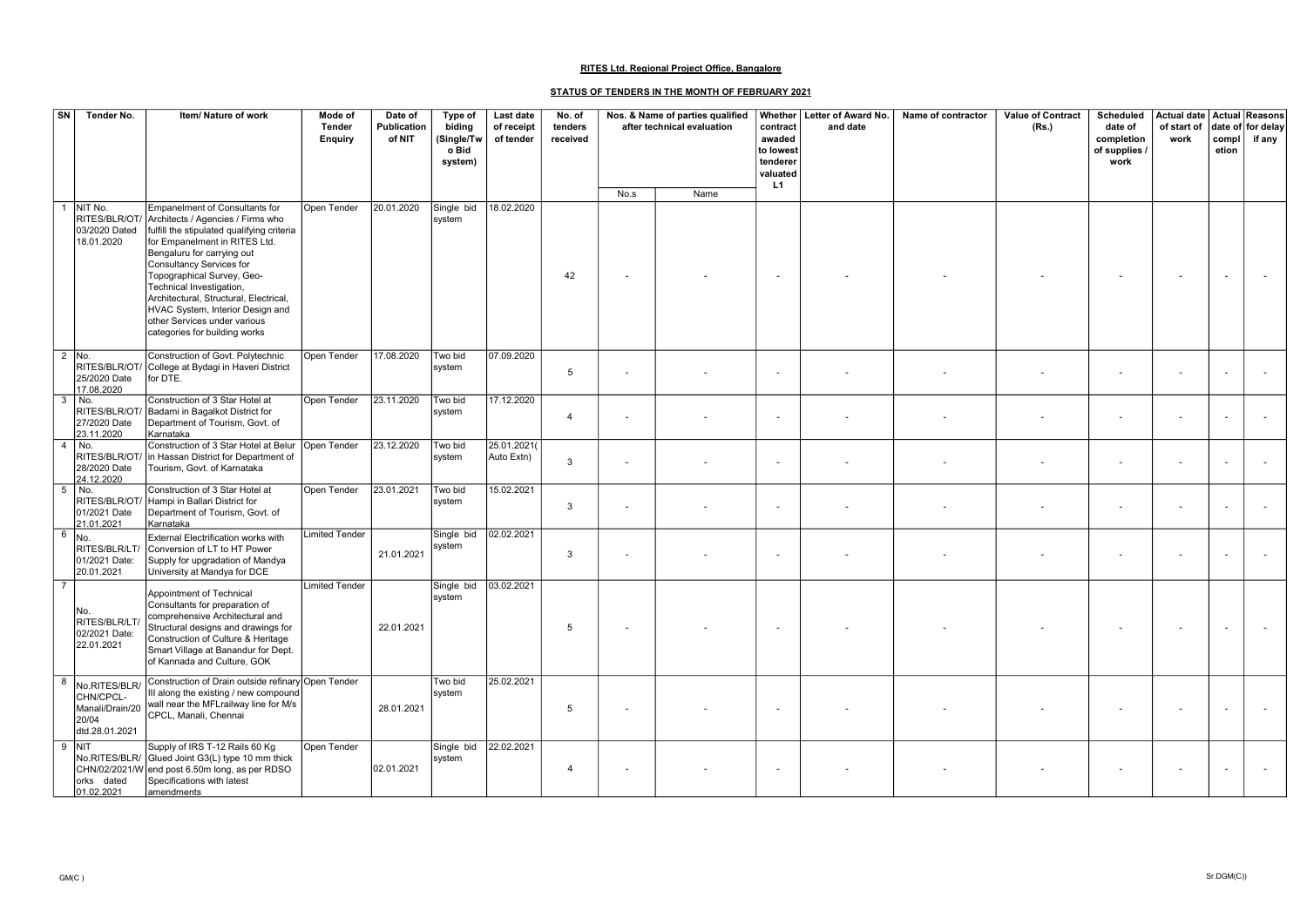**RITES Ltd. Regional Project Office, Bangalore**

**STATUS OF TENDERS IN THE MONTH OF FEBRUARY 2021**

| SN | Tender No. | Item/ Nature of work | Mode of Tender Enquiry | Date of Publication of NIT | Type of biding (Single/Two Bid system) | Last date of receipt of tender | No. of tenders received | Nos. & Name of parties qualified after technical evaluation | | Whether contract awaded to lowest tenderer valuated L1 | Letter of Award No. and date | Name of contractor | Value of Contract (Rs.) | Scheduled date of completion of supplies / work | Actual date of start of work | Actual date of completion | Reasons for delay if any |
|---|---|---|---|---|---|---|---|---|---|---|---|---|---|---|---|---|---|
| | | | | | | | | No.s | Name | | | | | | | | |
| 1 | NIT No. RITES/BLR/OT/ 03/2020 Dated 18.01.2020 | Empanelment of Consultants for Architects / Agencies / Firms who fulfill the stipulated qualifying criteria for Empanelment in RITES Ltd. Bengaluru for carrying out Consultancy Services for Topographical Survey, Geo-Technical Investigation, Architectural, Structural, Electrical, HVAC System, Interior Design and other Services under various categories for building works | Open Tender | 20.01.2020 | Single bid system | 18.02.2020 | 42 | - | - | - | - | - | - | - | - | - | - |
| 2 | No. RITES/BLR/OT/ 25/2020 Date 17.08.2020 | Construction of Govt. Polytechnic College at Bydagi in Haveri District for DTE. | Open Tender | 17.08.2020 | Two bid system | 07.09.2020 | 5 | - | - | - | - | - | - | - | - | - | - |
| 3 | No. RITES/BLR/OT/ 27/2020 Date 23.11.2020 | Construction of 3 Star Hotel at Badami in Bagalkot District for Department of Tourism, Govt. of Karnataka | Open Tender | 23.11.2020 | Two bid system | 17.12.2020 | 4 | - | - | - | - | - | - | - | - | - | - |
| 4 | No. RITES/BLR/OT/ 28/2020 Date 24.12.2020 | Construction of 3 Star Hotel at Belur in Hassan District for Department of Tourism, Govt. of Karnataka | Open Tender | 23.12.2020 | Two bid system | 25.01.2021( Auto Extn) | 3 | - | - | - | - | - | - | - | - | - | - |
| 5 | No. RITES/BLR/OT/ 01/2021 Date 21.01.2021 | Construction of 3 Star Hotel at Hampi in Ballari District for Department of Tourism, Govt. of Karnataka | Open Tender | 23.01.2021 | Two bid system | 15.02.2021 | 3 | - | - | - | - | - | - | - | - | - | - |
| 6 | No. RITES/BLR/LT/ 01/2021 Date: 20.01.2021 | External Electrification works with Conversion of LT to HT Power Supply for upgradation of Mandya University at Mandya for DCE | Limited Tender | 21.01.2021 | Single bid system | 02.02.2021 | 3 | - | - | - | - | - | - | - | - | - | - |
| 7 | No. RITES/BLR/LT/ 02/2021 Date: 22.01.2021 | Appointment of Technical Consultants for preparation of comprehensive Architectural and Structural designs and drawings for Construction of Culture & Heritage Smart Village at Banandur for Dept. of Kannada and Culture, GOK | Limited Tender | 22.01.2021 | Single bid system | 03.02.2021 | 5 | - | - | - | - | - | - | - | - | - | - |
| 8 | No.RITES/BLR/ CHN/CPCL-Manali/Drain/20 20/04 dtd.28.01.2021 | Construction of Drain outside refinary III along the existing / new compound wall near the MFLrailway line for M/s CPCL, Manali, Chennai | Open Tender | 28.01.2021 | Two bid system | 25.02.2021 | 5 | - | - | - | - | - | - | - | - | - | - |
| 9 | NIT No.RITES/BLR/ CHN/02/2021/W orks dated 01.02.2021 | Supply of IRS T-12 Rails 60 Kg Glued Joint G3(L) type 10 mm thick end post 6.50m long, as per RDSO Specifications with latest amendments | Open Tender | 02.01.2021 | Single bid system | 22.02.2021 | 4 | - | - | - | - | - | - | - | - | - | - |

GM(C ) Sr.DGM(C))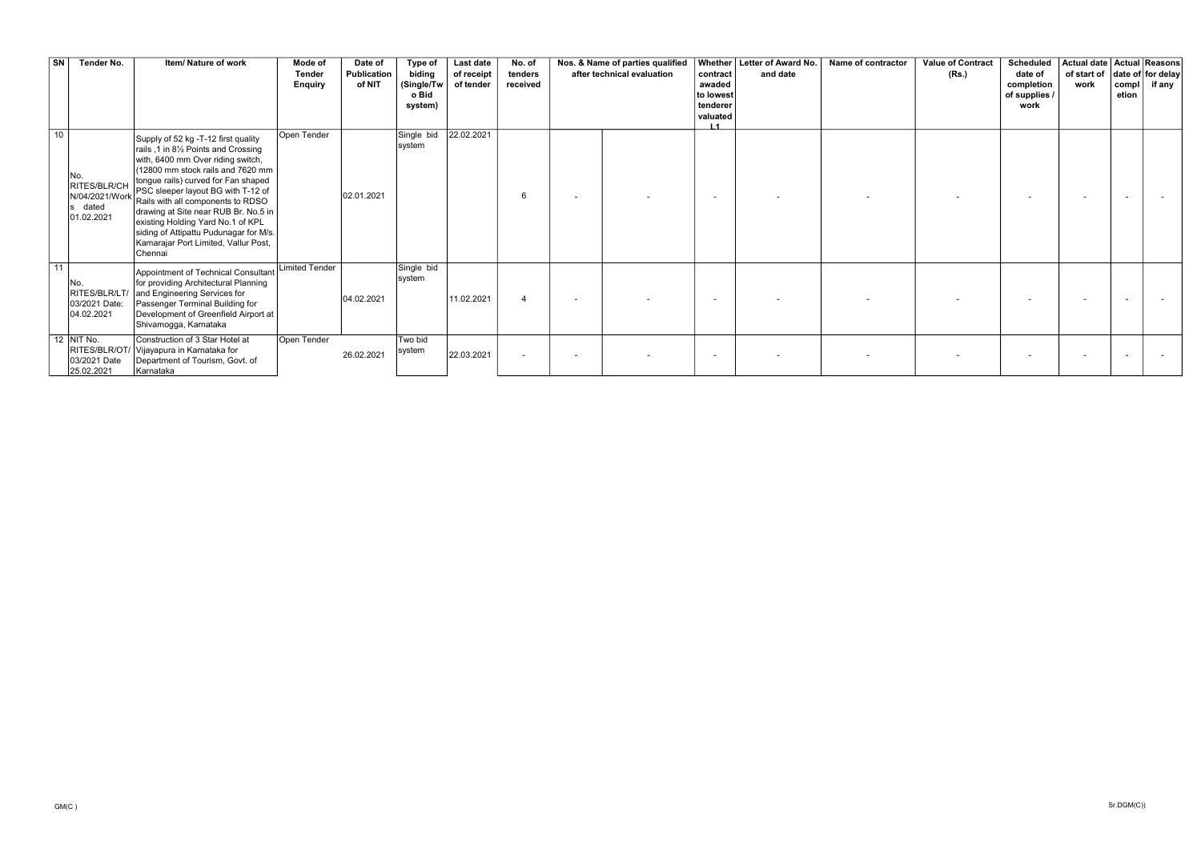| SN | Tender No. | Item/ Nature of work | Mode of Tender Enquiry | Date of Publication of NIT | Type of biding (Single/Two Bid system) | Last date of receipt of tender | No. of tenders received | Nos. & Name of parties qualified after technical evaluation | | Whether contract awaded to lowest tenderer valuated L1 | Letter of Award No. and date | Name of contractor | Value of Contract (Rs.) | Scheduled date of completion of supplies / work | Actual date of start of work | Actual date of completion | Reasons for delay if any |
|---|---|---|---|---|---|---|---|---|---|---|---|---|---|---|---|---|---|
| 10 | No. RITES/BLR/CHN/04/2021/Works dated 01.02.2021 | Supply of 52 kg -T-12 first quality rails ,1 in 8½ Points and Crossing with, 6400 mm Over riding switch, (12800 mm stock rails and 7620 mm tongue rails) curved for Fan shaped PSC sleeper layout BG with T-12 of Rails with all components to RDSO drawing at Site near RUB Br. No.5 in existing Holding Yard No.1 of KPL siding of Attipattu Pudunagar for M/s. Kamarajar Port Limited, Vallur Post, Chennai | Open Tender | 02.01.2021 | Single bid system | 22.02.2021 | 6 | - | - | - | - | - | - | - | - | - | - |
| 11 | No. RITES/BLR/LT/03/2021 Date: 04.02.2021 | Appointment of Technical Consultant for providing Architectural Planning and Engineering Services for Passenger Terminal Building for Development of Greenfield Airport at Shivamogga, Karnataka | Limited Tender | 04.02.2021 | Single bid system | 11.02.2021 | 4 | - | - | - | - | - | - | - | - | - | - |
| 12 | NIT No. RITES/BLR/OT/03/2021 Date 25.02.2021 | Construction of 3 Star Hotel at Vijayapura in Karnataka for Department of Tourism, Govt. of Karnataka | Open Tender | 26.02.2021 | Two bid system | 22.03.2021 | - | - | - | - | - | - | - | - | - | - | - |

GM(C )

Sr.DGM(C))